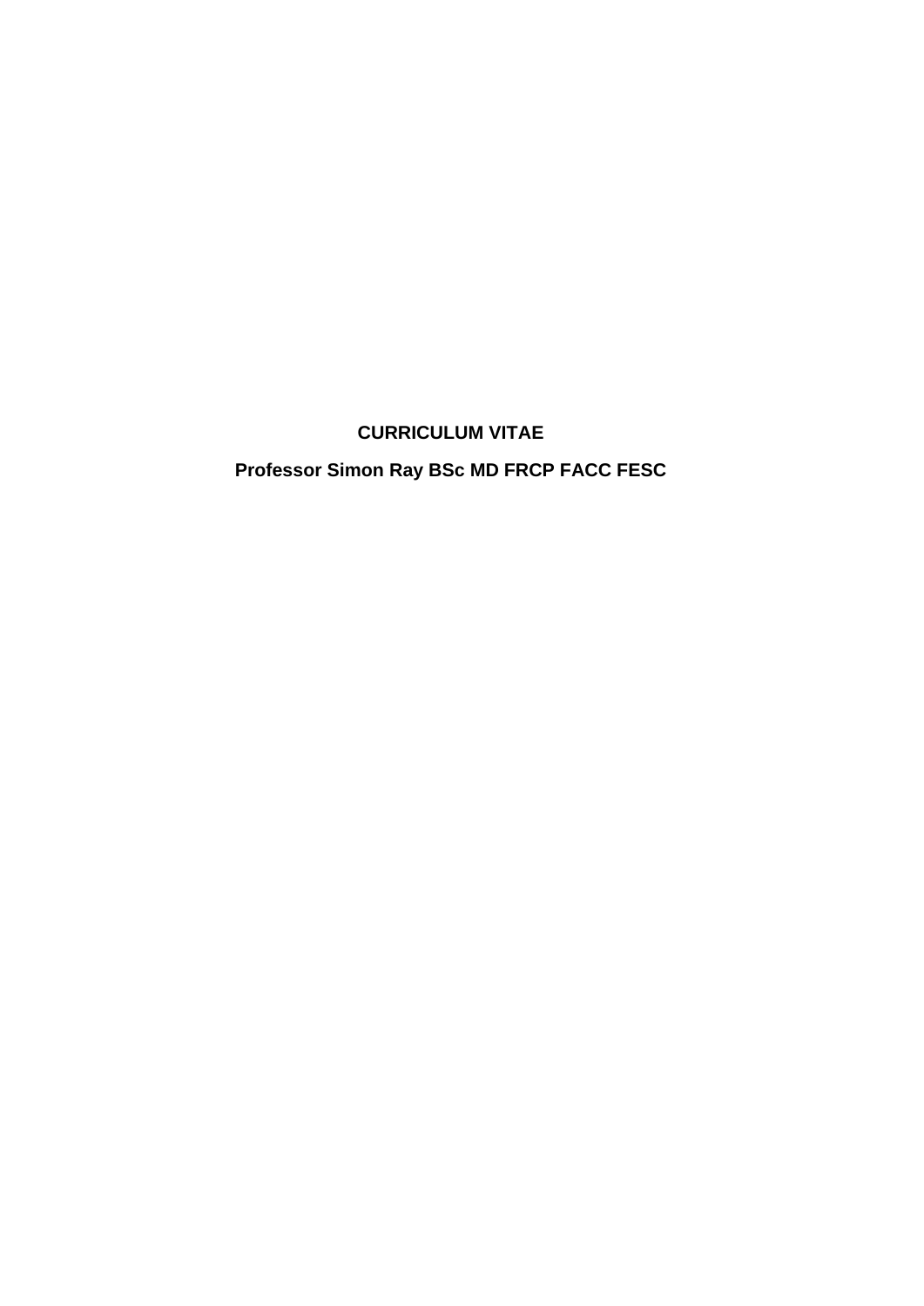# CURRICULUM VITAE

## Professor Simon Ray BSc MD FRCP FACC FESC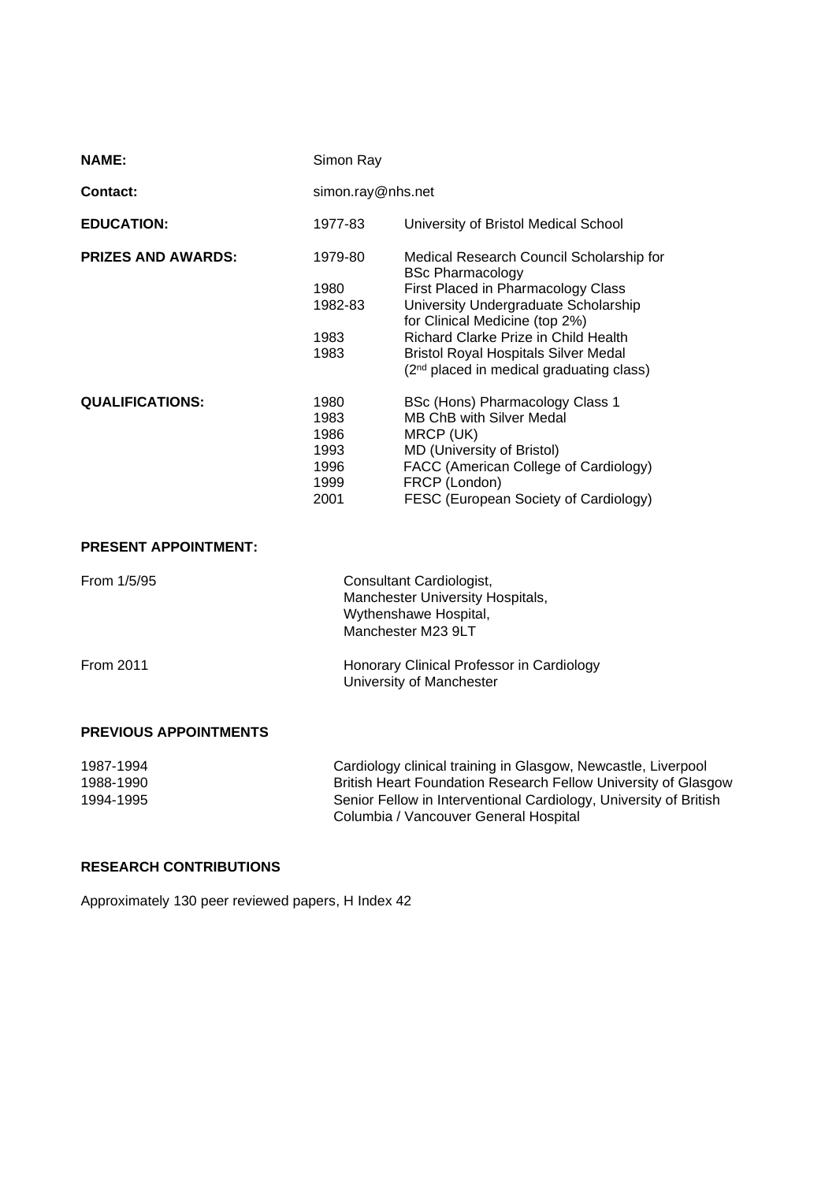| | | |
|---|---|---|
| **NAME:** | Simon Ray | |
| **Contact:** | simon.ray@nhs.net | |
| **EDUCATION:** | 1977-83 | University of Bristol Medical School |
| **PRIZES AND AWARDS:** | 1979-80 | Medical Research Council Scholarship for BSc Pharmacology |
| | 1980 | First Placed in Pharmacology Class |
| | 1982-83 | University Undergraduate Scholarship for Clinical Medicine (top 2%) |
| | 1983 | Richard Clarke Prize in Child Health |
| | 1983 | Bristol Royal Hospitals Silver Medal (2nd placed in medical graduating class) |
| **QUALIFICATIONS:** | 1980 | BSc (Hons) Pharmacology Class 1 |
| | 1983 | MB ChB with Silver Medal |
| | 1986 | MRCP (UK) |
| | 1993 | MD (University of Bristol) |
| | 1996 | FACC (American College of Cardiology) |
| | 1999 | FRCP (London) |
| | 2001 | FESC (European Society of Cardiology) |

**PRESENT APPOINTMENT:**

| | |
|---|---|
| From 1/5/95 | Consultant Cardiologist, Manchester University Hospitals, Wythenshawe Hospital, Manchester M23 9LT |
| From 2011 | Honorary Clinical Professor in Cardiology University of Manchester |

**PREVIOUS APPOINTMENTS**

| | |
|---|---|
| 1987-1994 | Cardiology clinical training in Glasgow, Newcastle, Liverpool |
| 1988-1990 | British Heart Foundation Research Fellow University of Glasgow |
| 1994-1995 | Senior Fellow in Interventional Cardiology, University of British Columbia / Vancouver General Hospital |

**RESEARCH CONTRIBUTIONS**

Approximately 130 peer reviewed papers, H Index 42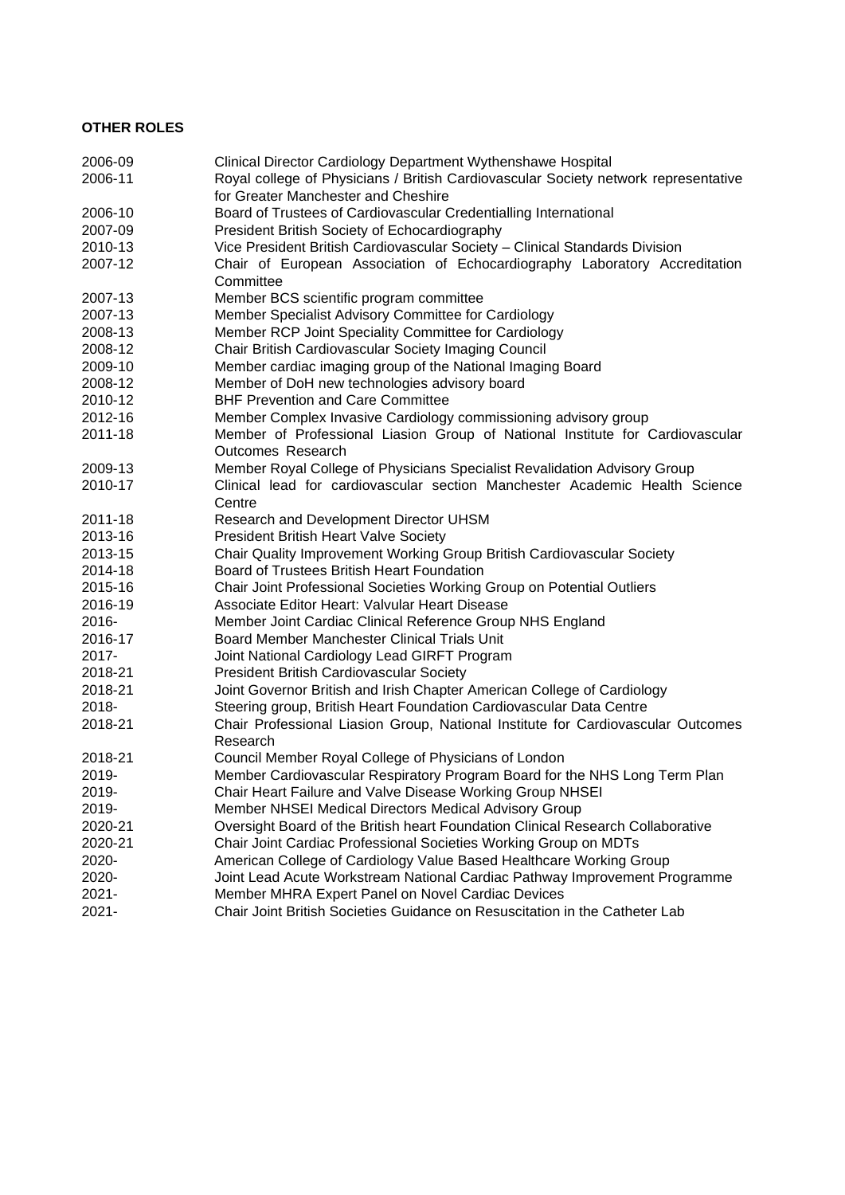**OTHER ROLES**

| | |
|---|---|
| 2006-09 | Clinical Director Cardiology Department Wythenshawe Hospital |
| 2006-11 | Royal college of Physicians / British Cardiovascular Society network representative for Greater Manchester and Cheshire |
| 2006-10 | Board of Trustees of Cardiovascular Credentialling International |
| 2007-09 | President British Society of Echocardiography |
| 2010-13 | Vice President British Cardiovascular Society – Clinical Standards Division |
| 2007-12 | Chair of European Association of Echocardiography Laboratory Accreditation Committee |
| 2007-13 | Member BCS scientific program committee |
| 2007-13 | Member Specialist Advisory Committee for Cardiology |
| 2008-13 | Member RCP Joint Speciality Committee for Cardiology |
| 2008-12 | Chair British Cardiovascular Society Imaging Council |
| 2009-10 | Member cardiac imaging group of the National Imaging Board |
| 2008-12 | Member of DoH new technologies advisory board |
| 2010-12 | BHF Prevention and Care Committee |
| 2012-16 | Member Complex Invasive Cardiology commissioning advisory group |
| 2011-18 | Member of Professional Liasion Group of National Institute for Cardiovascular Outcomes Research |
| 2009-13 | Member Royal College of Physicians Specialist Revalidation Advisory Group |
| 2010-17 | Clinical lead for cardiovascular section Manchester Academic Health Science Centre |
| 2011-18 | Research and Development Director UHSM |
| 2013-16 | President British Heart Valve Society |
| 2013-15 | Chair Quality Improvement Working Group British Cardiovascular Society |
| 2014-18 | Board of Trustees British Heart Foundation |
| 2015-16 | Chair Joint Professional Societies Working Group on Potential Outliers |
| 2016-19 | Associate Editor Heart: Valvular Heart Disease |
| 2016- | Member Joint Cardiac Clinical Reference Group NHS England |
| 2016-17 | Board Member Manchester Clinical Trials Unit |
| 2017- | Joint National Cardiology Lead GIRFT Program |
| 2018-21 | President British Cardiovascular Society |
| 2018-21 | Joint Governor British and Irish Chapter American College of Cardiology |
| 2018- | Steering group, British Heart Foundation Cardiovascular Data Centre |
| 2018-21 | Chair Professional Liasion Group, National Institute for Cardiovascular Outcomes Research |
| 2018-21 | Council Member Royal College of Physicians of London |
| 2019- | Member Cardiovascular Respiratory Program Board for the NHS Long Term Plan |
| 2019- | Chair Heart Failure and Valve Disease Working Group NHSEI |
| 2019- | Member NHSEI Medical Directors Medical Advisory Group |
| 2020-21 | Oversight Board of the British heart Foundation Clinical Research Collaborative |
| 2020-21 | Chair Joint Cardiac Professional Societies Working Group on MDTs |
| 2020- | American College of Cardiology Value Based Healthcare Working Group |
| 2020- | Joint Lead Acute Workstream National Cardiac Pathway Improvement Programme |
| 2021- | Member MHRA Expert Panel on Novel Cardiac Devices |
| 2021- | Chair Joint British Societies Guidance on Resuscitation in the Catheter Lab |